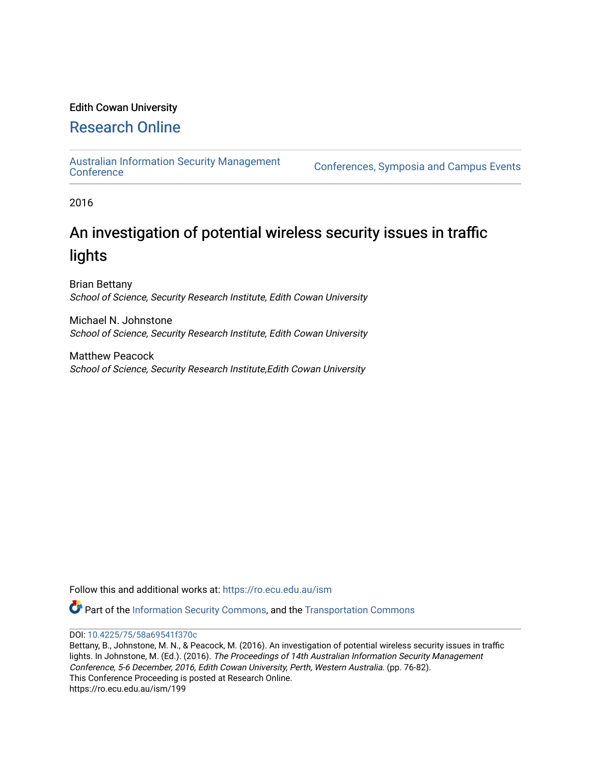Edith Cowan University

# Research Online

Australian Information Security Management Conference | Conferences, Symposia and Campus Events

2016

# An investigation of potential wireless security issues in traffic lights

Brian Bettany
*School of Science, Security Research Institute, Edith Cowan University*

Michael N. Johnstone
*School of Science, Security Research Institute, Edith Cowan University*

Matthew Peacock
*School of Science, Security Research Institute,Edith Cowan University*

Follow this and additional works at: https://ro.ecu.edu.au/ism

Part of the Information Security Commons, and the Transportation Commons

DOI: 10.4225/75/58a69541f370c

Bettany, B., Johnstone, M. N., & Peacock, M. (2016). An investigation of potential wireless security issues in traffic lights. In Johnstone, M. (Ed.). (2016). *The Proceedings of 14th Australian Information Security Management Conference, 5-6 December, 2016, Edith Cowan University, Perth, Western Australia*. (pp. 76-82).
This Conference Proceeding is posted at Research Online.
https://ro.ecu.edu.au/ism/199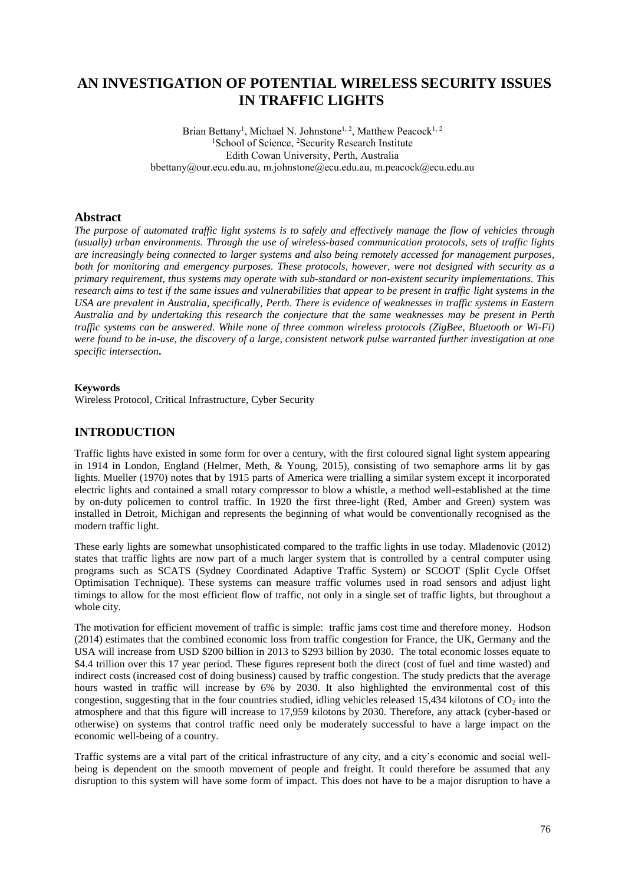# AN INVESTIGATION OF POTENTIAL WIRELESS SECURITY ISSUES IN TRAFFIC LIGHTS

Brian Bettany[1], Michael N. Johnstone[1, 2], Matthew Peacock[1, 2]
[1]School of Science, [2]Security Research Institute
Edith Cowan University, Perth, Australia
bbettany@our.ecu.edu.au, m.johnstone@ecu.edu.au, m.peacock@ecu.edu.au

## Abstract

*The purpose of automated traffic light systems is to safely and effectively manage the flow of vehicles through (usually) urban environments. Through the use of wireless-based communication protocols, sets of traffic lights are increasingly being connected to larger systems and also being remotely accessed for management purposes, both for monitoring and emergency purposes. These protocols, however, were not designed with security as a primary requirement, thus systems may operate with sub-standard or non-existent security implementations. This research aims to test if the same issues and vulnerabilities that appear to be present in traffic light systems in the USA are prevalent in Australia, specifically, Perth. There is evidence of weaknesses in traffic systems in Eastern Australia and by undertaking this research the conjecture that the same weaknesses may be present in Perth traffic systems can be answered. While none of three common wireless protocols (ZigBee, Bluetooth or Wi-Fi) were found to be in-use, the discovery of a large, consistent network pulse warranted further investigation at one specific intersection.*

**Keywords**

Wireless Protocol, Critical Infrastructure, Cyber Security

## INTRODUCTION

Traffic lights have existed in some form for over a century, with the first coloured signal light system appearing in 1914 in London, England (Helmer, Meth, & Young, 2015), consisting of two semaphore arms lit by gas lights. Mueller (1970) notes that by 1915 parts of America were trialling a similar system except it incorporated electric lights and contained a small rotary compressor to blow a whistle, a method well-established at the time by on-duty policemen to control traffic. In 1920 the first three-light (Red, Amber and Green) system was installed in Detroit, Michigan and represents the beginning of what would be conventionally recognised as the modern traffic light.

These early lights are somewhat unsophisticated compared to the traffic lights in use today. Mladenovic (2012) states that traffic lights are now part of a much larger system that is controlled by a central computer using programs such as SCATS (Sydney Coordinated Adaptive Traffic System) or SCOOT (Split Cycle Offset Optimisation Technique). These systems can measure traffic volumes used in road sensors and adjust light timings to allow for the most efficient flow of traffic, not only in a single set of traffic lights, but throughout a whole city.

The motivation for efficient movement of traffic is simple: traffic jams cost time and therefore money. Hodson (2014) estimates that the combined economic loss from traffic congestion for France, the UK, Germany and the USA will increase from USD $200 billion in 2013 to $293 billion by 2030. The total economic losses equate to $4.4 trillion over this 17 year period. These figures represent both the direct (cost of fuel and time wasted) and indirect costs (increased cost of doing business) caused by traffic congestion. The study predicts that the average hours wasted in traffic will increase by 6% by 2030. It also highlighted the environmental cost of this congestion, suggesting that in the four countries studied, idling vehicles released 15,434 kilotons of $CO_2$ into the atmosphere and that this figure will increase to 17,959 kilotons by 2030. Therefore, any attack (cyber-based or otherwise) on systems that control traffic need only be moderately successful to have a large impact on the economic well-being of a country.

Traffic systems are a vital part of the critical infrastructure of any city, and a city's economic and social well-being is dependent on the smooth movement of people and freight. It could therefore be assumed that any disruption to this system will have some form of impact. This does not have to be a major disruption to have a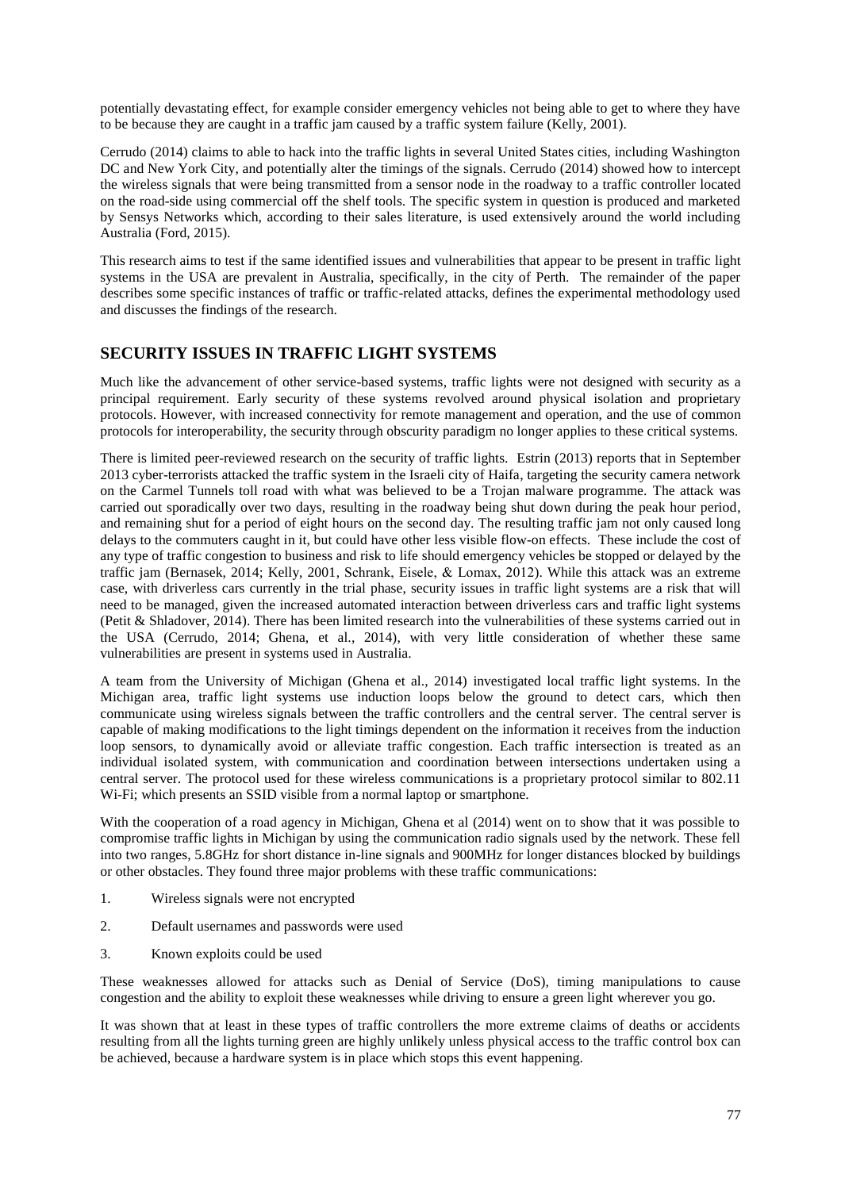potentially devastating effect, for example consider emergency vehicles not being able to get to where they have to be because they are caught in a traffic jam caused by a traffic system failure (Kelly, 2001).

Cerrudo (2014) claims to able to hack into the traffic lights in several United States cities, including Washington DC and New York City, and potentially alter the timings of the signals. Cerrudo (2014) showed how to intercept the wireless signals that were being transmitted from a sensor node in the roadway to a traffic controller located on the road-side using commercial off the shelf tools. The specific system in question is produced and marketed by Sensys Networks which, according to their sales literature, is used extensively around the world including Australia (Ford, 2015).

This research aims to test if the same identified issues and vulnerabilities that appear to be present in traffic light systems in the USA are prevalent in Australia, specifically, in the city of Perth. The remainder of the paper describes some specific instances of traffic or traffic-related attacks, defines the experimental methodology used and discusses the findings of the research.

## SECURITY ISSUES IN TRAFFIC LIGHT SYSTEMS

Much like the advancement of other service-based systems, traffic lights were not designed with security as a principal requirement. Early security of these systems revolved around physical isolation and proprietary protocols. However, with increased connectivity for remote management and operation, and the use of common protocols for interoperability, the security through obscurity paradigm no longer applies to these critical systems.

There is limited peer-reviewed research on the security of traffic lights. Estrin (2013) reports that in September 2013 cyber-terrorists attacked the traffic system in the Israeli city of Haifa, targeting the security camera network on the Carmel Tunnels toll road with what was believed to be a Trojan malware programme. The attack was carried out sporadically over two days, resulting in the roadway being shut down during the peak hour period, and remaining shut for a period of eight hours on the second day. The resulting traffic jam not only caused long delays to the commuters caught in it, but could have other less visible flow-on effects. These include the cost of any type of traffic congestion to business and risk to life should emergency vehicles be stopped or delayed by the traffic jam (Bernasek, 2014; Kelly, 2001, Schrank, Eisele, & Lomax, 2012). While this attack was an extreme case, with driverless cars currently in the trial phase, security issues in traffic light systems are a risk that will need to be managed, given the increased automated interaction between driverless cars and traffic light systems (Petit & Shladover, 2014). There has been limited research into the vulnerabilities of these systems carried out in the USA (Cerrudo, 2014; Ghena, et al., 2014), with very little consideration of whether these same vulnerabilities are present in systems used in Australia.

A team from the University of Michigan (Ghena et al., 2014) investigated local traffic light systems. In the Michigan area, traffic light systems use induction loops below the ground to detect cars, which then communicate using wireless signals between the traffic controllers and the central server. The central server is capable of making modifications to the light timings dependent on the information it receives from the induction loop sensors, to dynamically avoid or alleviate traffic congestion. Each traffic intersection is treated as an individual isolated system, with communication and coordination between intersections undertaken using a central server. The protocol used for these wireless communications is a proprietary protocol similar to 802.11 Wi-Fi; which presents an SSID visible from a normal laptop or smartphone.

With the cooperation of a road agency in Michigan, Ghena et al (2014) went on to show that it was possible to compromise traffic lights in Michigan by using the communication radio signals used by the network. These fell into two ranges, 5.8GHz for short distance in-line signals and 900MHz for longer distances blocked by buildings or other obstacles. They found three major problems with these traffic communications:

1. Wireless signals were not encrypted
2. Default usernames and passwords were used
3. Known exploits could be used

These weaknesses allowed for attacks such as Denial of Service (DoS), timing manipulations to cause congestion and the ability to exploit these weaknesses while driving to ensure a green light wherever you go.

It was shown that at least in these types of traffic controllers the more extreme claims of deaths or accidents resulting from all the lights turning green are highly unlikely unless physical access to the traffic control box can be achieved, because a hardware system is in place which stops this event happening.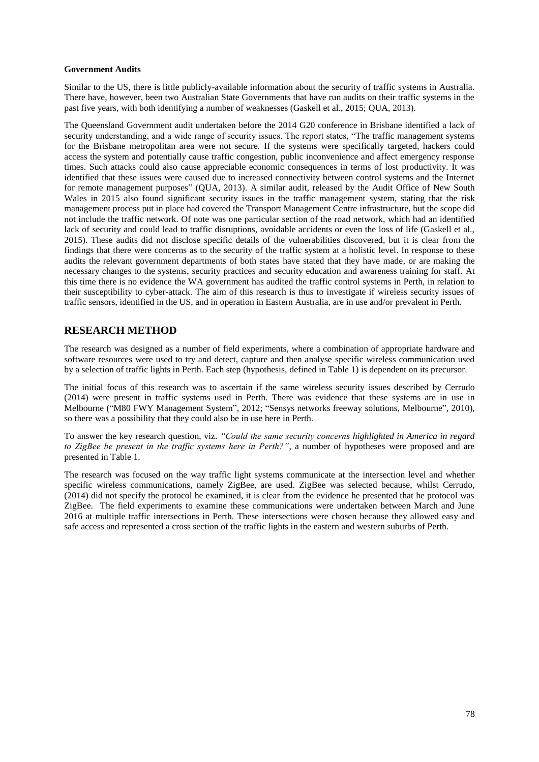**Government Audits**

Similar to the US, there is little publicly-available information about the security of traffic systems in Australia. There have, however, been two Australian State Governments that have run audits on their traffic systems in the past five years, with both identifying a number of weaknesses (Gaskell et al., 2015; QUA, 2013).

The Queensland Government audit undertaken before the 2014 G20 conference in Brisbane identified a lack of security understanding, and a wide range of security issues. The report states, "The traffic management systems for the Brisbane metropolitan area were not secure. If the systems were specifically targeted, hackers could access the system and potentially cause traffic congestion, public inconvenience and affect emergency response times. Such attacks could also cause appreciable economic consequences in terms of lost productivity. It was identified that these issues were caused due to increased connectivity between control systems and the Internet for remote management purposes" (QUA, 2013). A similar audit, released by the Audit Office of New South Wales in 2015 also found significant security issues in the traffic management system, stating that the risk management process put in place had covered the Transport Management Centre infrastructure, but the scope did not include the traffic network. Of note was one particular section of the road network, which had an identified lack of security and could lead to traffic disruptions, avoidable accidents or even the loss of life (Gaskell et al., 2015). These audits did not disclose specific details of the vulnerabilities discovered, but it is clear from the findings that there were concerns as to the security of the traffic system at a holistic level. In response to these audits the relevant government departments of both states have stated that they have made, or are making the necessary changes to the systems, security practices and security education and awareness training for staff. At this time there is no evidence the WA government has audited the traffic control systems in Perth, in relation to their susceptibility to cyber-attack. The aim of this research is thus to investigate if wireless security issues of traffic sensors, identified in the US, and in operation in Eastern Australia, are in use and/or prevalent in Perth.

## RESEARCH METHOD

The research was designed as a number of field experiments, where a combination of appropriate hardware and software resources were used to try and detect, capture and then analyse specific wireless communication used by a selection of traffic lights in Perth. Each step (hypothesis, defined in Table 1) is dependent on its precursor.

The initial focus of this research was to ascertain if the same wireless security issues described by Cerrudo (2014) were present in traffic systems used in Perth. There was evidence that these systems are in use in Melbourne ("M80 FWY Management System", 2012; "Sensys networks freeway solutions, Melbourne", 2010), so there was a possibility that they could also be in use here in Perth.

To answer the key research question, viz. *"Could the same security concerns highlighted in America in regard to ZigBee be present in the traffic systems here in Perth?"*, a number of hypotheses were proposed and are presented in Table 1.

The research was focused on the way traffic light systems communicate at the intersection level and whether specific wireless communications, namely ZigBee, are used. ZigBee was selected because, whilst Cerrudo, (2014) did not specify the protocol he examined, it is clear from the evidence he presented that he protocol was ZigBee. The field experiments to examine these communications were undertaken between March and June 2016 at multiple traffic intersections in Perth. These intersections were chosen because they allowed easy and safe access and represented a cross section of the traffic lights in the eastern and western suburbs of Perth.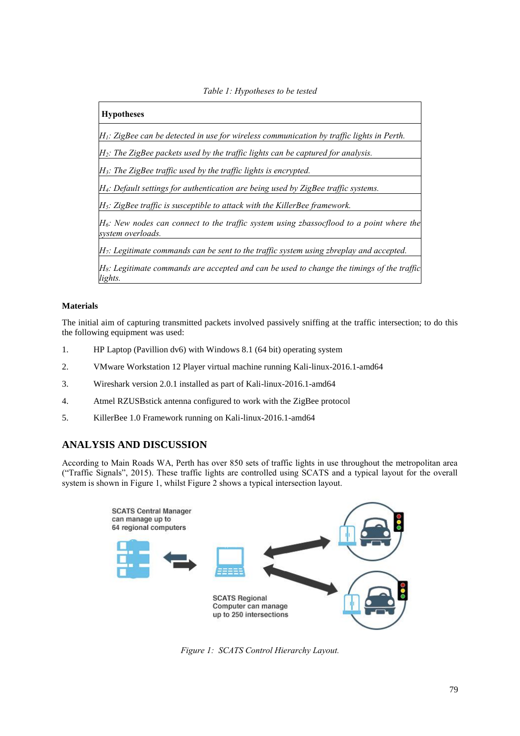*Table 1: Hypotheses to be tested*

| **Hypotheses** |
|---|
| *$H_1$: ZigBee can be detected in use for wireless communication by traffic lights in Perth.* |
| *$H_2$: The ZigBee packets used by the traffic lights can be captured for analysis.* |
| *$H_3$: The ZigBee traffic used by the traffic lights is encrypted.* |
| *$H_4$: Default settings for authentication are being used by ZigBee traffic systems.* |
| *$H_5$: ZigBee traffic is susceptible to attack with the KillerBee framework.* |
| *$H_6$: New nodes can connect to the traffic system using zbassocflood to a point where the system overloads.* |
| *$H_7$: Legitimate commands can be sent to the traffic system using zbreplay and accepted.* |
| *$H_8$: Legitimate commands are accepted and can be used to change the timings of the traffic lights.* |

**Materials**

The initial aim of capturing transmitted packets involved passively sniffing at the traffic intersection; to do this the following equipment was used:

1. HP Laptop (Pavillion dv6) with Windows 8.1 (64 bit) operating system
2. VMware Workstation 12 Player virtual machine running Kali-linux-2016.1-amd64
3. Wireshark version 2.0.1 installed as part of Kali-linux-2016.1-amd64
4. Atmel RZUSBstick antenna configured to work with the ZigBee protocol
5. KillerBee 1.0 Framework running on Kali-linux-2016.1-amd64

## ANALYSIS AND DISCUSSION

According to Main Roads WA, Perth has over 850 sets of traffic lights in use throughout the metropolitan area ("Traffic Signals", 2015). These traffic lights are controlled using SCATS and a typical layout for the overall system is shown in Figure 1, whilst Figure 2 shows a typical intersection layout.

SCATS Central Manager can manage up to 64 regional computers

SCATS Regional Computer can manage up to 250 intersections

*Figure 1: SCATS Control Hierarchy Layout.*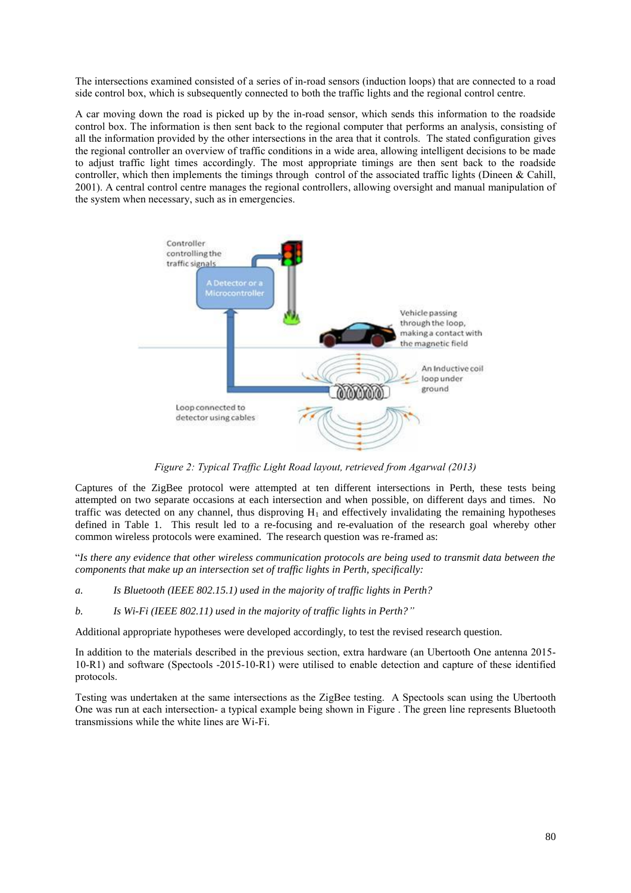The intersections examined consisted of a series of in-road sensors (induction loops) that are connected to a road side control box, which is subsequently connected to both the traffic lights and the regional control centre.

A car moving down the road is picked up by the in-road sensor, which sends this information to the roadside control box. The information is then sent back to the regional computer that performs an analysis, consisting of all the information provided by the other intersections in the area that it controls. The stated configuration gives the regional controller an overview of traffic conditions in a wide area, allowing intelligent decisions to be made to adjust traffic light times accordingly. The most appropriate timings are then sent back to the roadside controller, which then implements the timings through control of the associated traffic lights (Dineen & Cahill, 2001). A central control centre manages the regional controllers, allowing oversight and manual manipulation of the system when necessary, such as in emergencies.

*Figure 2: Typical Traffic Light Road layout, retrieved from Agarwal (2013)*

Captures of the ZigBee protocol were attempted at ten different intersections in Perth, these tests being attempted on two separate occasions at each intersection and when possible, on different days and times. No traffic was detected on any channel, thus disproving $H_1$ and effectively invalidating the remaining hypotheses defined in Table 1. This result led to a re-focusing and re-evaluation of the research goal whereby other common wireless protocols were examined. The research question was re-framed as:

"*Is there any evidence that other wireless communication protocols are being used to transmit data between the components that make up an intersection set of traffic lights in Perth, specifically:*

*a. Is Bluetooth (IEEE 802.15.1) used in the majority of traffic lights in Perth?*

*b. Is Wi-Fi (IEEE 802.11) used in the majority of traffic lights in Perth?"*

Additional appropriate hypotheses were developed accordingly, to test the revised research question.

In addition to the materials described in the previous section, extra hardware (an Ubertooth One antenna 2015-10-R1) and software (Spectools -2015-10-R1) were utilised to enable detection and capture of these identified protocols.

Testing was undertaken at the same intersections as the ZigBee testing. A Spectools scan using the Ubertooth One was run at each intersection- a typical example being shown in Figure . The green line represents Bluetooth transmissions while the white lines are Wi-Fi.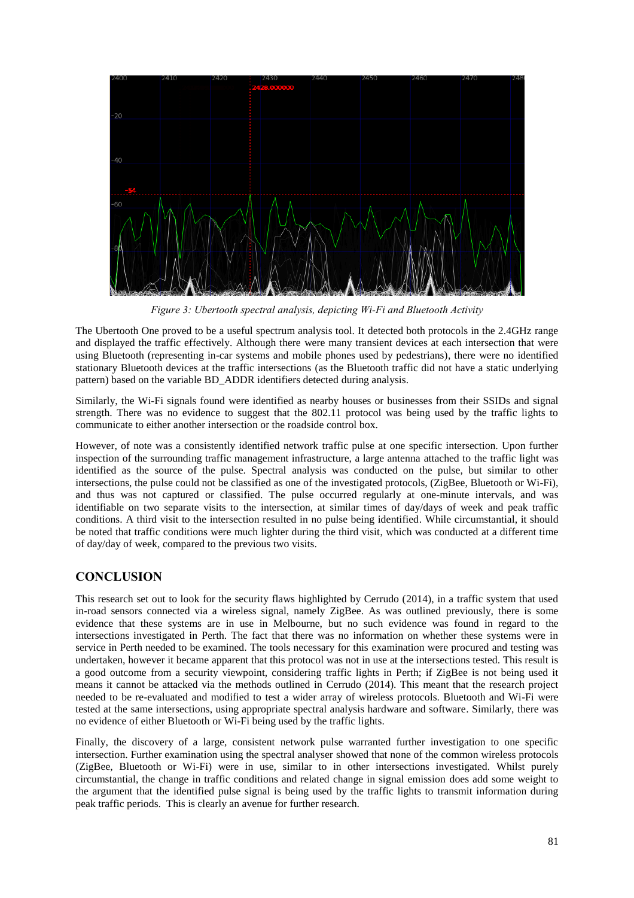*Figure 3: Ubertooth spectral analysis, depicting Wi-Fi and Bluetooth Activity*

The Ubertooth One proved to be a useful spectrum analysis tool. It detected both protocols in the 2.4GHz range and displayed the traffic effectively. Although there were many transient devices at each intersection that were using Bluetooth (representing in-car systems and mobile phones used by pedestrians), there were no identified stationary Bluetooth devices at the traffic intersections (as the Bluetooth traffic did not have a static underlying pattern) based on the variable BD_ADDR identifiers detected during analysis.

Similarly, the Wi-Fi signals found were identified as nearby houses or businesses from their SSIDs and signal strength. There was no evidence to suggest that the 802.11 protocol was being used by the traffic lights to communicate to either another intersection or the roadside control box.

However, of note was a consistently identified network traffic pulse at one specific intersection. Upon further inspection of the surrounding traffic management infrastructure, a large antenna attached to the traffic light was identified as the source of the pulse. Spectral analysis was conducted on the pulse, but similar to other intersections, the pulse could not be classified as one of the investigated protocols, (ZigBee, Bluetooth or Wi-Fi), and thus was not captured or classified. The pulse occurred regularly at one-minute intervals, and was identifiable on two separate visits to the intersection, at similar times of day/days of week and peak traffic conditions. A third visit to the intersection resulted in no pulse being identified. While circumstantial, it should be noted that traffic conditions were much lighter during the third visit, which was conducted at a different time of day/day of week, compared to the previous two visits.

## CONCLUSION

This research set out to look for the security flaws highlighted by Cerrudo (2014), in a traffic system that used in-road sensors connected via a wireless signal, namely ZigBee. As was outlined previously, there is some evidence that these systems are in use in Melbourne, but no such evidence was found in regard to the intersections investigated in Perth. The fact that there was no information on whether these systems were in service in Perth needed to be examined. The tools necessary for this examination were procured and testing was undertaken, however it became apparent that this protocol was not in use at the intersections tested. This result is a good outcome from a security viewpoint, considering traffic lights in Perth; if ZigBee is not being used it means it cannot be attacked via the methods outlined in Cerrudo (2014). This meant that the research project needed to be re-evaluated and modified to test a wider array of wireless protocols. Bluetooth and Wi-Fi were tested at the same intersections, using appropriate spectral analysis hardware and software. Similarly, there was no evidence of either Bluetooth or Wi-Fi being used by the traffic lights.

Finally, the discovery of a large, consistent network pulse warranted further investigation to one specific intersection. Further examination using the spectral analyser showed that none of the common wireless protocols (ZigBee, Bluetooth or Wi-Fi) were in use, similar to in other intersections investigated. Whilst purely circumstantial, the change in traffic conditions and related change in signal emission does add some weight to the argument that the identified pulse signal is being used by the traffic lights to transmit information during peak traffic periods. This is clearly an avenue for further research.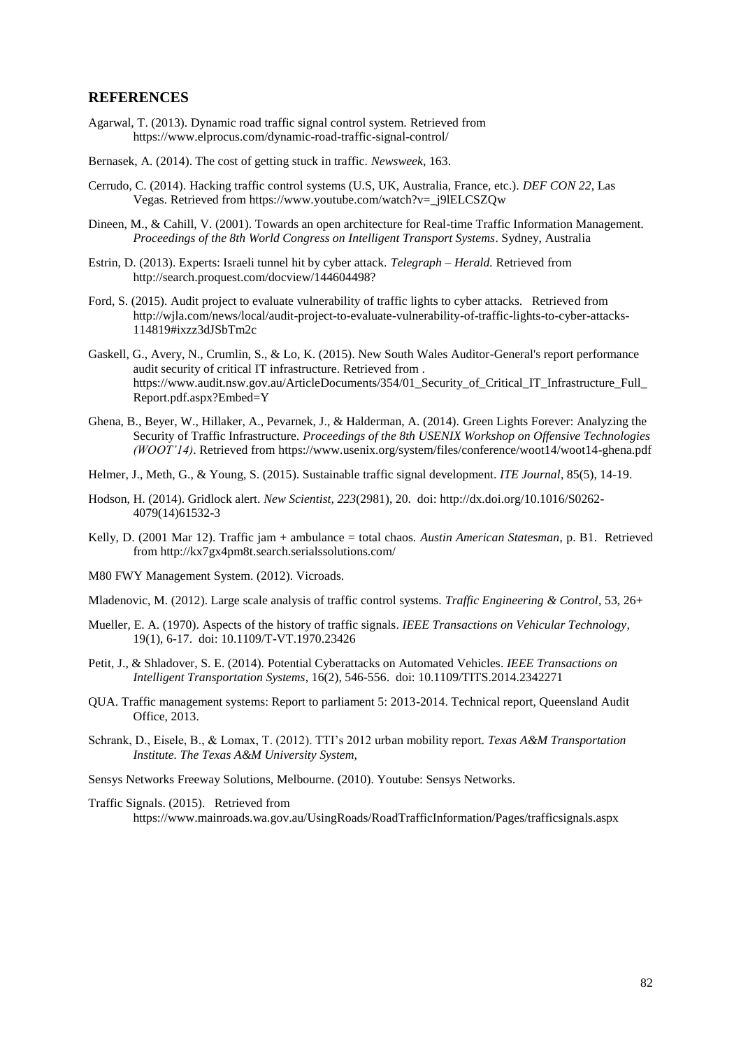## REFERENCES

Agarwal, T. (2013). Dynamic road traffic signal control system. Retrieved from https://www.elprocus.com/dynamic-road-traffic-signal-control/

Bernasek, A. (2014). The cost of getting stuck in traffic. *Newsweek*, 163.

Cerrudo, C. (2014). Hacking traffic control systems (U.S, UK, Australia, France, etc.). *DEF CON 22*, Las Vegas. Retrieved from https://www.youtube.com/watch?v=_j9lELCSZQw

Dineen, M., & Cahill, V. (2001). Towards an open architecture for Real-time Traffic Information Management. *Proceedings of the 8th World Congress on Intelligent Transport Systems*. Sydney, Australia

Estrin, D. (2013). Experts: Israeli tunnel hit by cyber attack. *Telegraph – Herald.* Retrieved from http://search.proquest.com/docview/144604498?

Ford, S. (2015). Audit project to evaluate vulnerability of traffic lights to cyber attacks. Retrieved from http://wjla.com/news/local/audit-project-to-evaluate-vulnerability-of-traffic-lights-to-cyber-attacks-114819#ixzz3dJSbTm2c

Gaskell, G., Avery, N., Crumlin, S., & Lo, K. (2015). New South Wales Auditor-General's report performance audit security of critical IT infrastructure. Retrieved from . https://www.audit.nsw.gov.au/ArticleDocuments/354/01_Security_of_Critical_IT_Infrastructure_Full_Report.pdf.aspx?Embed=Y

Ghena, B., Beyer, W., Hillaker, A., Pevarnek, J., & Halderman, A. (2014). Green Lights Forever: Analyzing the Security of Traffic Infrastructure. *Proceedings of the 8th USENIX Workshop on Offensive Technologies (WOOT'14)*. Retrieved from https://www.usenix.org/system/files/conference/woot14/woot14-ghena.pdf

Helmer, J., Meth, G., & Young, S. (2015). Sustainable traffic signal development. *ITE Journal*, 85(5), 14-19.

Hodson, H. (2014). Gridlock alert. *New Scientist, 223*(2981), 20. doi: http://dx.doi.org/10.1016/S0262-4079(14)61532-3

Kelly, D. (2001 Mar 12). Traffic jam + ambulance = total chaos. *Austin American Statesman*, p. B1. Retrieved from http://kx7gx4pm8t.search.serialssolutions.com/

M80 FWY Management System. (2012). Vicroads.

Mladenovic, M. (2012). Large scale analysis of traffic control systems. *Traffic Engineering & Control*, 53, 26+

Mueller, E. A. (1970). Aspects of the history of traffic signals. *IEEE Transactions on Vehicular Technology*, 19(1), 6-17. doi: 10.1109/T-VT.1970.23426

Petit, J., & Shladover, S. E. (2014). Potential Cyberattacks on Automated Vehicles. *IEEE Transactions on Intelligent Transportation Systems*, 16(2), 546-556. doi: 10.1109/TITS.2014.2342271

QUA. Traffic management systems: Report to parliament 5: 2013-2014. Technical report, Queensland Audit Office, 2013.

Schrank, D., Eisele, B., & Lomax, T. (2012). TTI's 2012 urban mobility report. *Texas A&M Transportation Institute. The Texas A&M University System,*

Sensys Networks Freeway Solutions, Melbourne. (2010). Youtube: Sensys Networks.

Traffic Signals. (2015). Retrieved from https://www.mainroads.wa.gov.au/UsingRoads/RoadTrafficInformation/Pages/trafficsignals.aspx